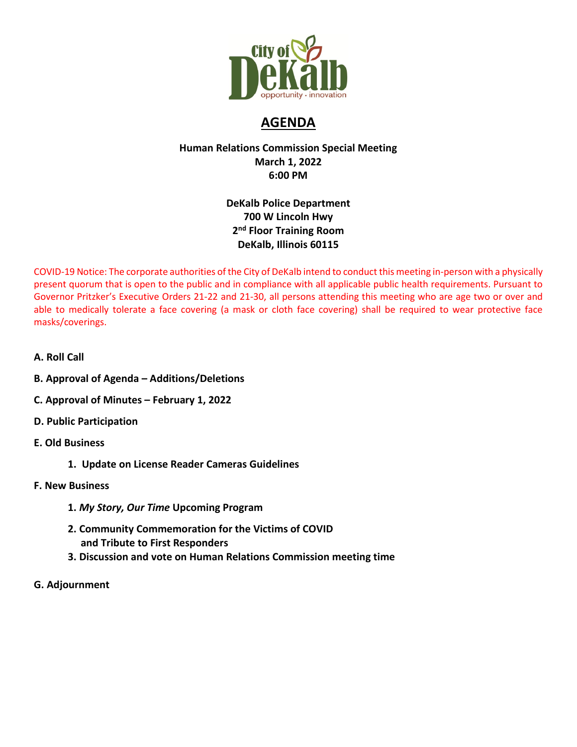# AGENDA

**Human Relations Commission Special Meeting**
**March 1, 2022**
**6:00 PM**

**DeKalb Police Department**
**700 W Lincoln Hwy**
**2nd Floor Training Room**
**DeKalb, Illinois 60115**

COVID-19 Notice: The corporate authorities of the City of DeKalb intend to conduct this meeting in-person with a physically present quorum that is open to the public and in compliance with all applicable public health requirements. Pursuant to Governor Pritzker's Executive Orders 21-22 and 21-30, all persons attending this meeting who are age two or over and able to medically tolerate a face covering (a mask or cloth face covering) shall be required to wear protective face masks/coverings.

**A. Roll Call**

**B. Approval of Agenda – Additions/Deletions**

**C. Approval of Minutes – February 1, 2022**

**D. Public Participation**

**E. Old Business**

1. **Update on License Reader Cameras Guidelines**

**F. New Business**

1. ***My Story, Our Time* Upcoming Program**
2. **Community Commemoration for the Victims of COVID and Tribute to First Responders**
3. **Discussion and vote on Human Relations Commission meeting time**

**G. Adjournment**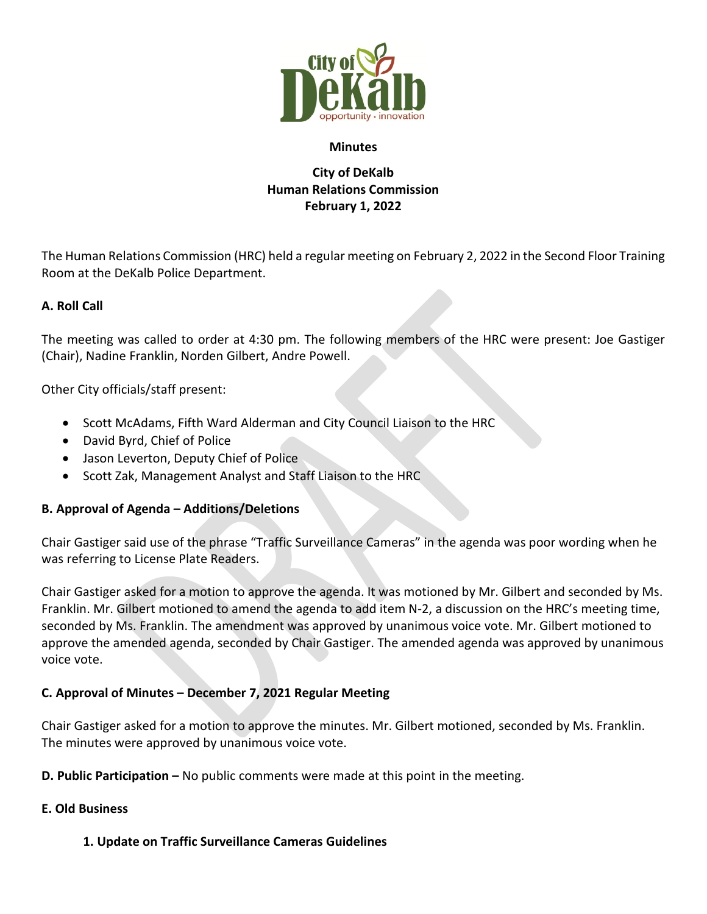**Minutes**

**City of DeKalb**
**Human Relations Commission**
**February 1, 2022**

The Human Relations Commission (HRC) held a regular meeting on February 2, 2022 in the Second Floor Training Room at the DeKalb Police Department.

**A. Roll Call**

The meeting was called to order at 4:30 pm. The following members of the HRC were present: Joe Gastiger (Chair), Nadine Franklin, Norden Gilbert, Andre Powell.

Other City officials/staff present:

- Scott McAdams, Fifth Ward Alderman and City Council Liaison to the HRC
- David Byrd, Chief of Police
- Jason Leverton, Deputy Chief of Police
- Scott Zak, Management Analyst and Staff Liaison to the HRC

**B. Approval of Agenda – Additions/Deletions**

Chair Gastiger said use of the phrase "Traffic Surveillance Cameras" in the agenda was poor wording when he was referring to License Plate Readers.

Chair Gastiger asked for a motion to approve the agenda. It was motioned by Mr. Gilbert and seconded by Ms. Franklin. Mr. Gilbert motioned to amend the agenda to add item N-2, a discussion on the HRC's meeting time, seconded by Ms. Franklin. The amendment was approved by unanimous voice vote. Mr. Gilbert motioned to approve the amended agenda, seconded by Chair Gastiger. The amended agenda was approved by unanimous voice vote.

**C. Approval of Minutes – December 7, 2021 Regular Meeting**

Chair Gastiger asked for a motion to approve the minutes. Mr. Gilbert motioned, seconded by Ms. Franklin. The minutes were approved by unanimous voice vote.

**D. Public Participation –** No public comments were made at this point in the meeting.

**E. Old Business**

**1. Update on Traffic Surveillance Cameras Guidelines**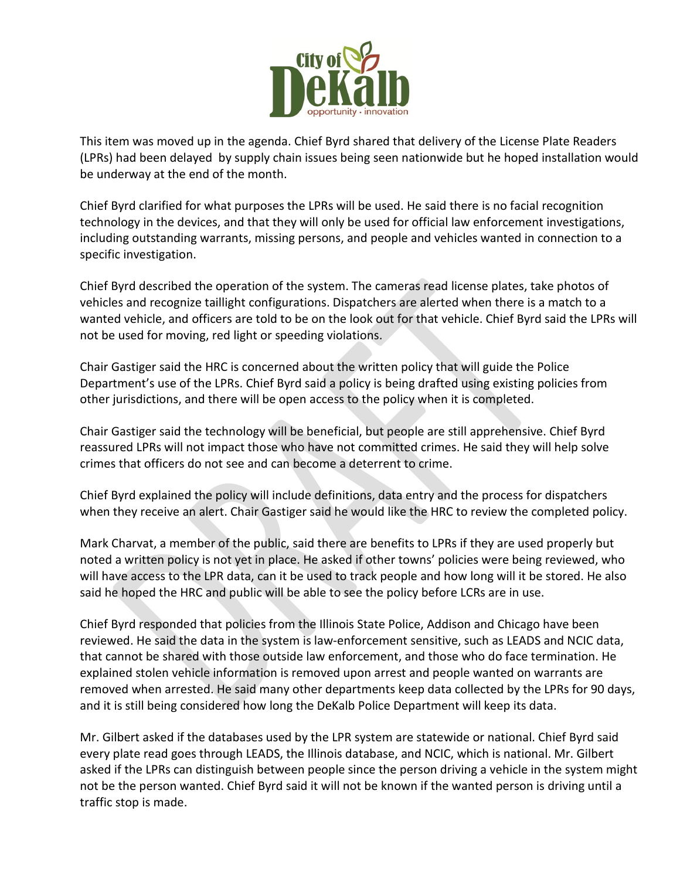This item was moved up in the agenda. Chief Byrd shared that delivery of the License Plate Readers (LPRs) had been delayed by supply chain issues being seen nationwide but he hoped installation would be underway at the end of the month.

Chief Byrd clarified for what purposes the LPRs will be used. He said there is no facial recognition technology in the devices, and that they will only be used for official law enforcement investigations, including outstanding warrants, missing persons, and people and vehicles wanted in connection to a specific investigation.

Chief Byrd described the operation of the system. The cameras read license plates, take photos of vehicles and recognize taillight configurations. Dispatchers are alerted when there is a match to a wanted vehicle, and officers are told to be on the look out for that vehicle. Chief Byrd said the LPRs will not be used for moving, red light or speeding violations.

Chair Gastiger said the HRC is concerned about the written policy that will guide the Police Department's use of the LPRs. Chief Byrd said a policy is being drafted using existing policies from other jurisdictions, and there will be open access to the policy when it is completed.

Chair Gastiger said the technology will be beneficial, but people are still apprehensive. Chief Byrd reassured LPRs will not impact those who have not committed crimes. He said they will help solve crimes that officers do not see and can become a deterrent to crime.

Chief Byrd explained the policy will include definitions, data entry and the process for dispatchers when they receive an alert. Chair Gastiger said he would like the HRC to review the completed policy.

Mark Charvat, a member of the public, said there are benefits to LPRs if they are used properly but noted a written policy is not yet in place. He asked if other towns' policies were being reviewed, who will have access to the LPR data, can it be used to track people and how long will it be stored. He also said he hoped the HRC and public will be able to see the policy before LCRs are in use.

Chief Byrd responded that policies from the Illinois State Police, Addison and Chicago have been reviewed. He said the data in the system is law-enforcement sensitive, such as LEADS and NCIC data, that cannot be shared with those outside law enforcement, and those who do face termination. He explained stolen vehicle information is removed upon arrest and people wanted on warrants are removed when arrested. He said many other departments keep data collected by the LPRs for 90 days, and it is still being considered how long the DeKalb Police Department will keep its data.

Mr. Gilbert asked if the databases used by the LPR system are statewide or national. Chief Byrd said every plate read goes through LEADS, the Illinois database, and NCIC, which is national. Mr. Gilbert asked if the LPRs can distinguish between people since the person driving a vehicle in the system might not be the person wanted. Chief Byrd said it will not be known if the wanted person is driving until a traffic stop is made.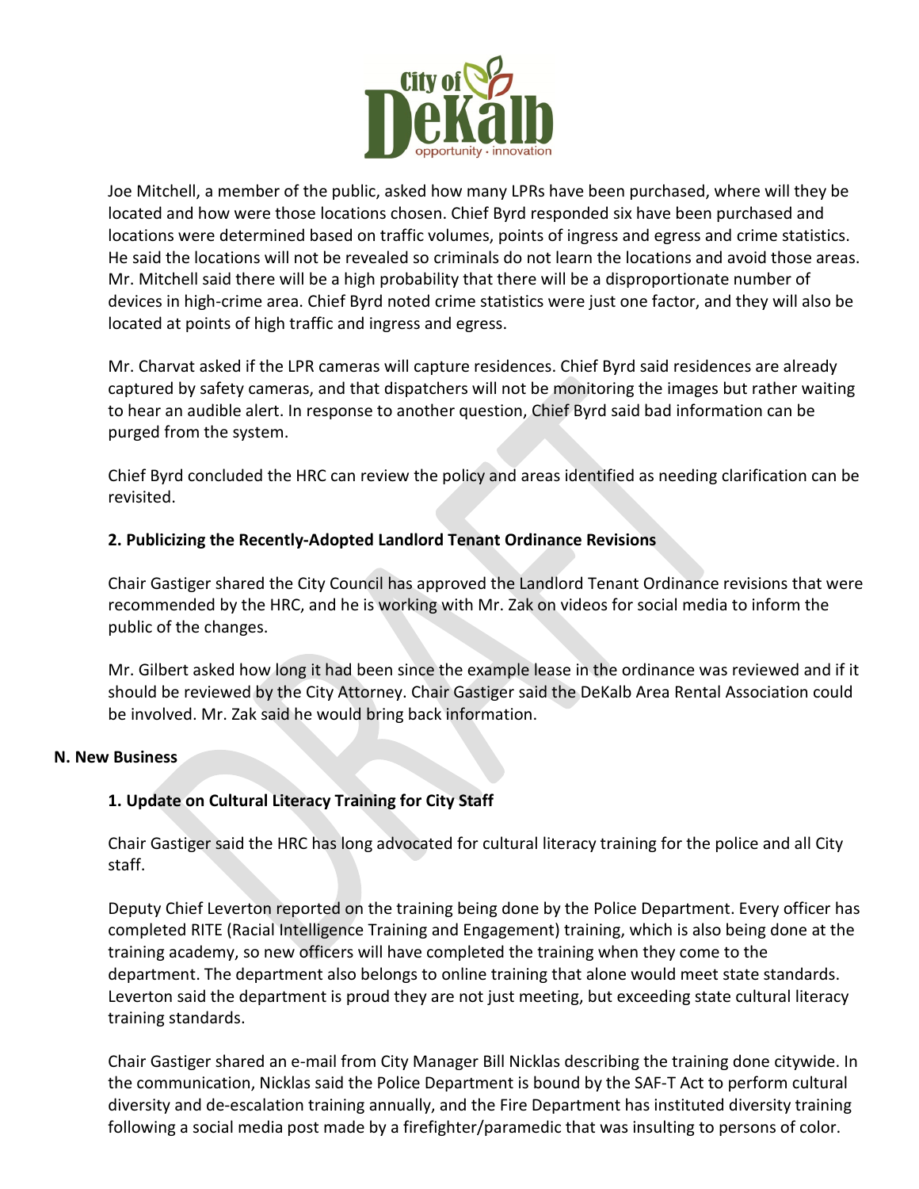Joe Mitchell, a member of the public, asked how many LPRs have been purchased, where will they be located and how were those locations chosen. Chief Byrd responded six have been purchased and locations were determined based on traffic volumes, points of ingress and egress and crime statistics. He said the locations will not be revealed so criminals do not learn the locations and avoid those areas. Mr. Mitchell said there will be a high probability that there will be a disproportionate number of devices in high-crime area. Chief Byrd noted crime statistics were just one factor, and they will also be located at points of high traffic and ingress and egress.

Mr. Charvat asked if the LPR cameras will capture residences. Chief Byrd said residences are already captured by safety cameras, and that dispatchers will not be monitoring the images but rather waiting to hear an audible alert. In response to another question, Chief Byrd said bad information can be purged from the system.

Chief Byrd concluded the HRC can review the policy and areas identified as needing clarification can be revisited.

**2. Publicizing the Recently-Adopted Landlord Tenant Ordinance Revisions**

Chair Gastiger shared the City Council has approved the Landlord Tenant Ordinance revisions that were recommended by the HRC, and he is working with Mr. Zak on videos for social media to inform the public of the changes.

Mr. Gilbert asked how long it had been since the example lease in the ordinance was reviewed and if it should be reviewed by the City Attorney. Chair Gastiger said the DeKalb Area Rental Association could be involved. Mr. Zak said he would bring back information.

**N. New Business**

**1. Update on Cultural Literacy Training for City Staff**

Chair Gastiger said the HRC has long advocated for cultural literacy training for the police and all City staff.

Deputy Chief Leverton reported on the training being done by the Police Department. Every officer has completed RITE (Racial Intelligence Training and Engagement) training, which is also being done at the training academy, so new officers will have completed the training when they come to the department. The department also belongs to online training that alone would meet state standards. Leverton said the department is proud they are not just meeting, but exceeding state cultural literacy training standards.

Chair Gastiger shared an e-mail from City Manager Bill Nicklas describing the training done citywide. In the communication, Nicklas said the Police Department is bound by the SAF-T Act to perform cultural diversity and de-escalation training annually, and the Fire Department has instituted diversity training following a social media post made by a firefighter/paramedic that was insulting to persons of color.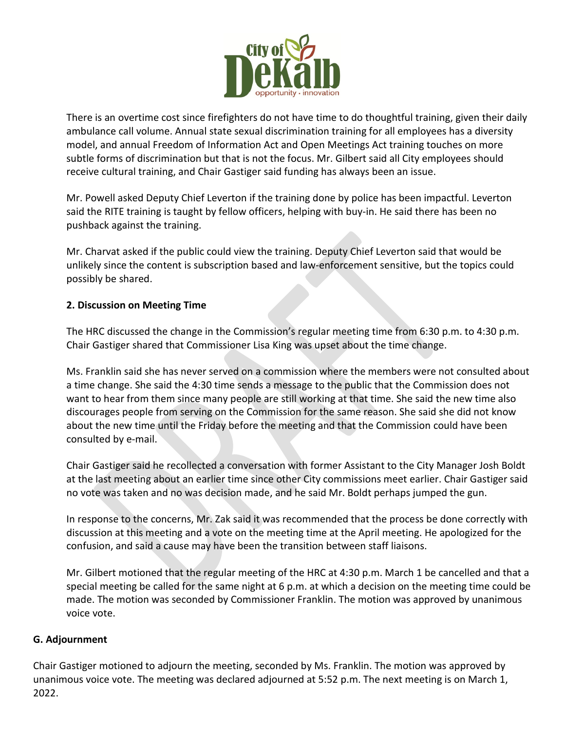There is an overtime cost since firefighters do not have time to do thoughtful training, given their daily ambulance call volume. Annual state sexual discrimination training for all employees has a diversity model, and annual Freedom of Information Act and Open Meetings Act training touches on more subtle forms of discrimination but that is not the focus. Mr. Gilbert said all City employees should receive cultural training, and Chair Gastiger said funding has always been an issue.

Mr. Powell asked Deputy Chief Leverton if the training done by police has been impactful. Leverton said the RITE training is taught by fellow officers, helping with buy-in. He said there has been no pushback against the training.

Mr. Charvat asked if the public could view the training. Deputy Chief Leverton said that would be unlikely since the content is subscription based and law-enforcement sensitive, but the topics could possibly be shared.

**2. Discussion on Meeting Time**

The HRC discussed the change in the Commission's regular meeting time from 6:30 p.m. to 4:30 p.m. Chair Gastiger shared that Commissioner Lisa King was upset about the time change.

Ms. Franklin said she has never served on a commission where the members were not consulted about a time change. She said the 4:30 time sends a message to the public that the Commission does not want to hear from them since many people are still working at that time. She said the new time also discourages people from serving on the Commission for the same reason. She said she did not know about the new time until the Friday before the meeting and that the Commission could have been consulted by e-mail.

Chair Gastiger said he recollected a conversation with former Assistant to the City Manager Josh Boldt at the last meeting about an earlier time since other City commissions meet earlier. Chair Gastiger said no vote was taken and no was decision made, and he said Mr. Boldt perhaps jumped the gun.

In response to the concerns, Mr. Zak said it was recommended that the process be done correctly with discussion at this meeting and a vote on the meeting time at the April meeting. He apologized for the confusion, and said a cause may have been the transition between staff liaisons.

Mr. Gilbert motioned that the regular meeting of the HRC at 4:30 p.m. March 1 be cancelled and that a special meeting be called for the same night at 6 p.m. at which a decision on the meeting time could be made. The motion was seconded by Commissioner Franklin. The motion was approved by unanimous voice vote.

## G. Adjournment

Chair Gastiger motioned to adjourn the meeting, seconded by Ms. Franklin. The motion was approved by unanimous voice vote. The meeting was declared adjourned at 5:52 p.m. The next meeting is on March 1, 2022.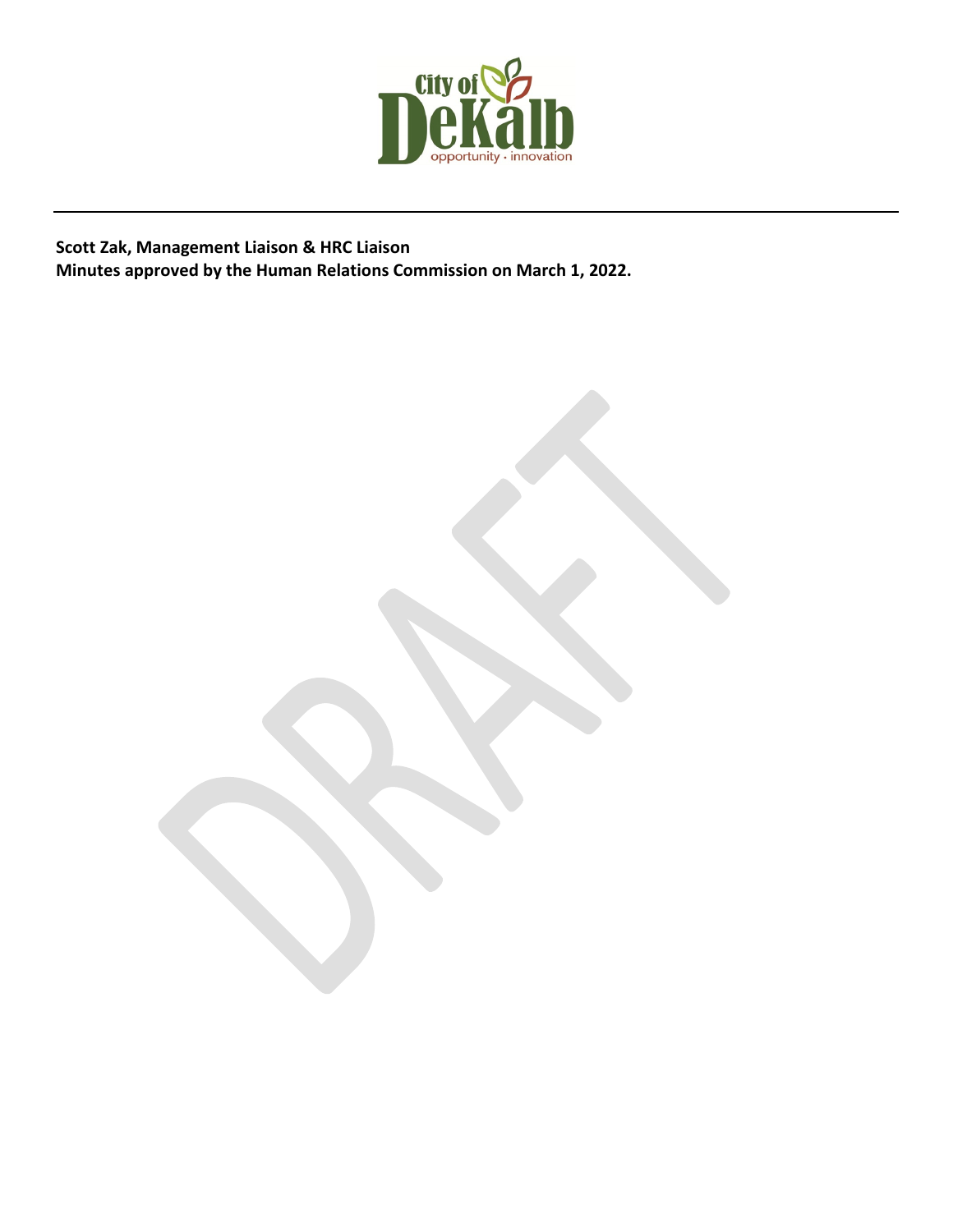**Scott Zak, Management Liaison & HRC Liaison**
**Minutes approved by the Human Relations Commission on March 1, 2022.**